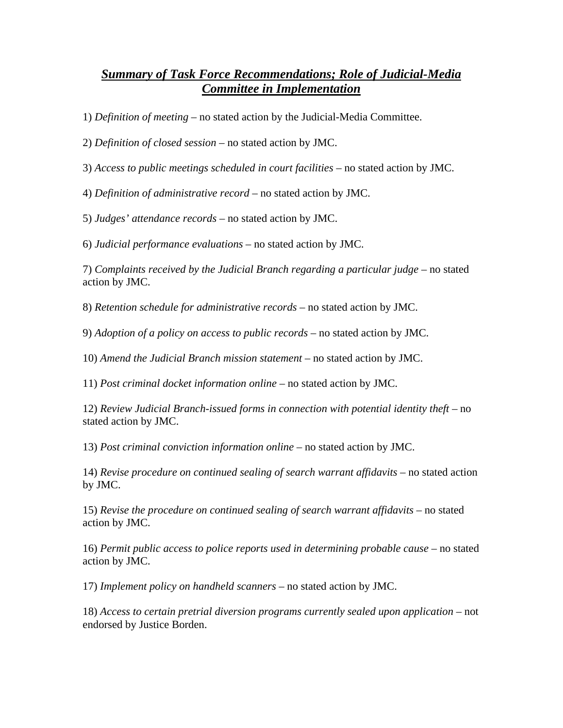# ***Summary of Task Force Recommendations; Role of Judicial-Media Committee in Implementation***

1) *Definition of meeting* – no stated action by the Judicial-Media Committee.

2) *Definition of closed session* – no stated action by JMC.

3) *Access to public meetings scheduled in court facilities* – no stated action by JMC.

4) *Definition of administrative record* – no stated action by JMC.

5) *Judges' attendance records* – no stated action by JMC.

6) *Judicial performance evaluations* – no stated action by JMC.

7) *Complaints received by the Judicial Branch regarding a particular judge* – no stated action by JMC.

8) *Retention schedule for administrative records* – no stated action by JMC.

9) *Adoption of a policy on access to public records* – no stated action by JMC.

10) *Amend the Judicial Branch mission statement* – no stated action by JMC.

11) *Post criminal docket information online* – no stated action by JMC.

12) *Review Judicial Branch-issued forms in connection with potential identity theft* – no stated action by JMC.

13) *Post criminal conviction information online* – no stated action by JMC.

14) *Revise procedure on continued sealing of search warrant affidavits* – no stated action by JMC.

15) *Revise the procedure on continued sealing of search warrant affidavits* – no stated action by JMC.

16) *Permit public access to police reports used in determining probable cause* – no stated action by JMC.

17) *Implement policy on handheld scanners* – no stated action by JMC.

18) *Access to certain pretrial diversion programs currently sealed upon application* – not endorsed by Justice Borden.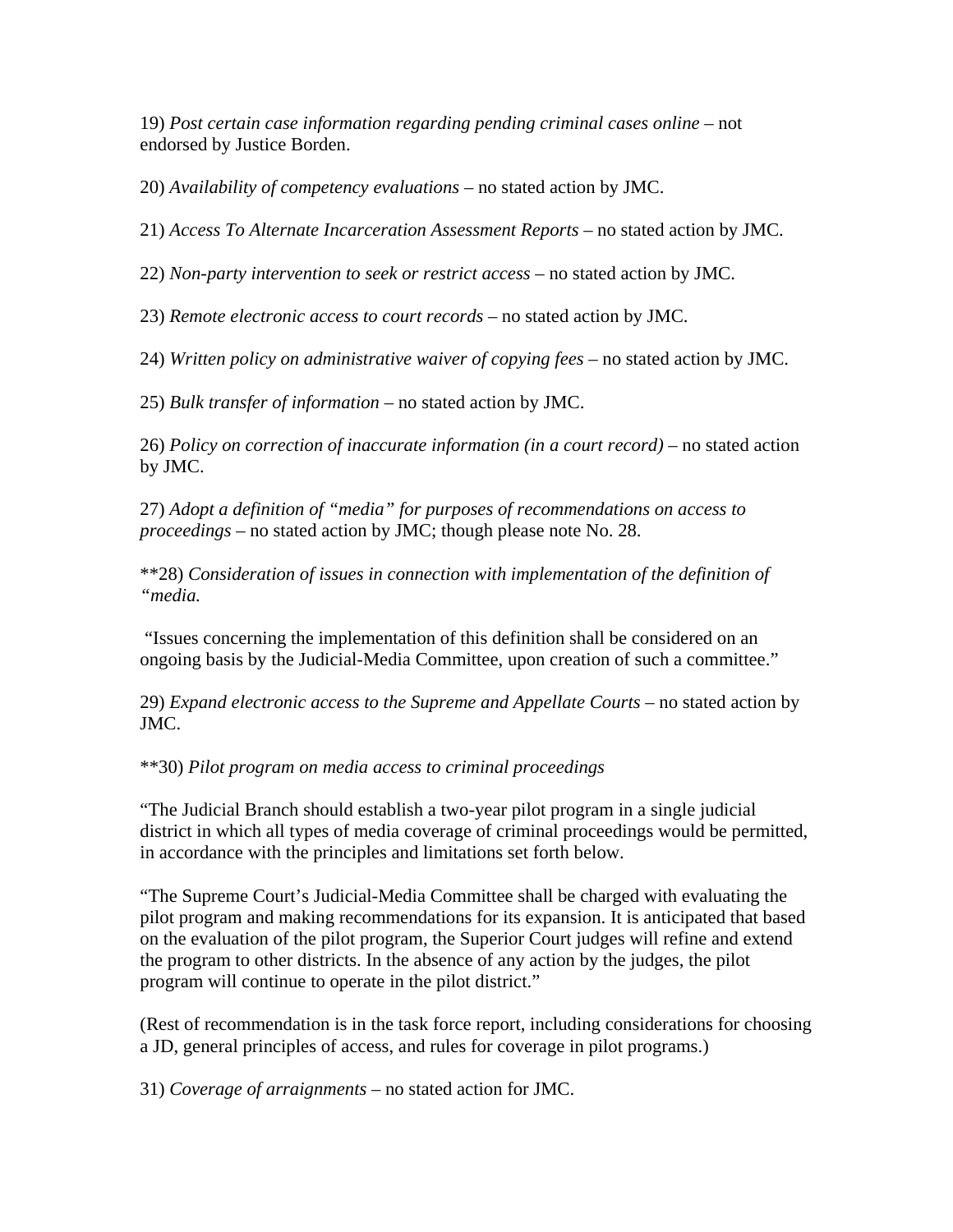19) *Post certain case information regarding pending criminal cases online* – not endorsed by Justice Borden.

20) *Availability of competency evaluations* – no stated action by JMC.

21) *Access To Alternate Incarceration Assessment Reports* – no stated action by JMC.

22) *Non-party intervention to seek or restrict access* – no stated action by JMC.

23) *Remote electronic access to court records* – no stated action by JMC.

24) *Written policy on administrative waiver of copying fees* – no stated action by JMC.

25) *Bulk transfer of information* – no stated action by JMC.

26) *Policy on correction of inaccurate information (in a court record)* – no stated action by JMC.

27) *Adopt a definition of "media" for purposes of recommendations on access to proceedings* – no stated action by JMC; though please note No. 28.

**28) *Consideration of issues in connection with implementation of the definition of "media.*

"Issues concerning the implementation of this definition shall be considered on an ongoing basis by the Judicial-Media Committee, upon creation of such a committee."

29) *Expand electronic access to the Supreme and Appellate Courts* – no stated action by JMC.

**30) *Pilot program on media access to criminal proceedings*

"The Judicial Branch should establish a two-year pilot program in a single judicial district in which all types of media coverage of criminal proceedings would be permitted, in accordance with the principles and limitations set forth below.

"The Supreme Court's Judicial-Media Committee shall be charged with evaluating the pilot program and making recommendations for its expansion. It is anticipated that based on the evaluation of the pilot program, the Superior Court judges will refine and extend the program to other districts. In the absence of any action by the judges, the pilot program will continue to operate in the pilot district."

(Rest of recommendation is in the task force report, including considerations for choosing a JD, general principles of access, and rules for coverage in pilot programs.)

31) *Coverage of arraignments* – no stated action for JMC.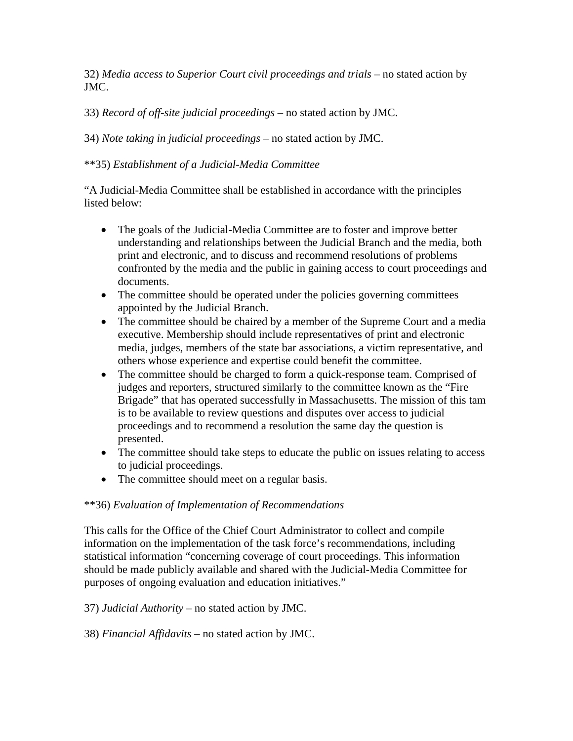32) *Media access to Superior Court civil proceedings and trials* – no stated action by JMC.

33) *Record of off-site judicial proceedings* – no stated action by JMC.

34) *Note taking in judicial proceedings* – no stated action by JMC.

**35) *Establishment of a Judicial-Media Committee*

"A Judicial-Media Committee shall be established in accordance with the principles listed below:

- The goals of the Judicial-Media Committee are to foster and improve better understanding and relationships between the Judicial Branch and the media, both print and electronic, and to discuss and recommend resolutions of problems confronted by the media and the public in gaining access to court proceedings and documents.
- The committee should be operated under the policies governing committees appointed by the Judicial Branch.
- The committee should be chaired by a member of the Supreme Court and a media executive. Membership should include representatives of print and electronic media, judges, members of the state bar associations, a victim representative, and others whose experience and expertise could benefit the committee.
- The committee should be charged to form a quick-response team. Comprised of judges and reporters, structured similarly to the committee known as the "Fire Brigade" that has operated successfully in Massachusetts. The mission of this tam is to be available to review questions and disputes over access to judicial proceedings and to recommend a resolution the same day the question is presented.
- The committee should take steps to educate the public on issues relating to access to judicial proceedings.
- The committee should meet on a regular basis.

**36) *Evaluation of Implementation of Recommendations*

This calls for the Office of the Chief Court Administrator to collect and compile information on the implementation of the task force's recommendations, including statistical information "concerning coverage of court proceedings. This information should be made publicly available and shared with the Judicial-Media Committee for purposes of ongoing evaluation and education initiatives."

37) *Judicial Authority* – no stated action by JMC.

38) *Financial Affidavits* – no stated action by JMC.